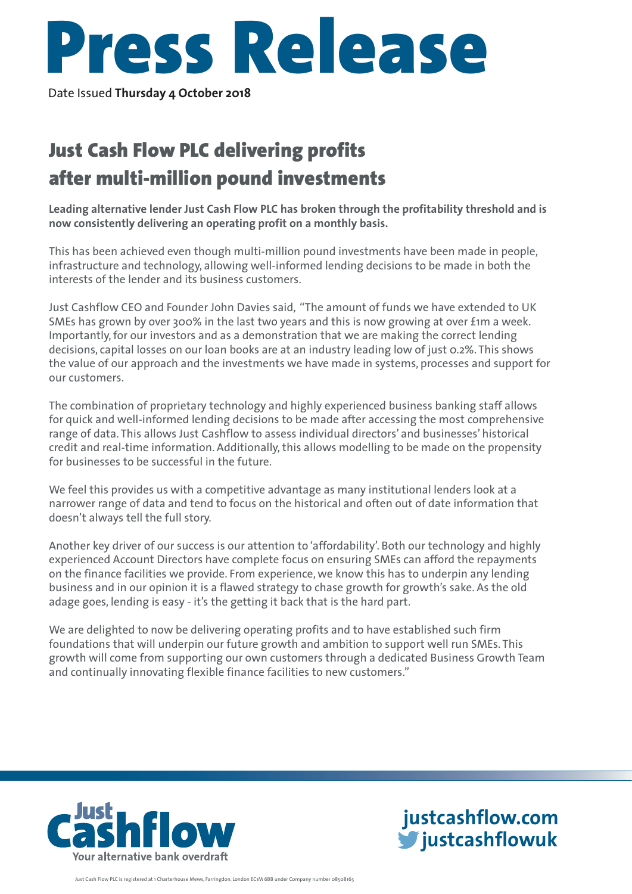# Press Release

Date Issued **Thursday 4 October 2018**

## Just Cash Flow PLC delivering profits after multi-million pound investments

**Leading alternative lender Just Cash Flow PLC has broken through the profitability threshold and is now consistently delivering an operating profit on a monthly basis.**

This has been achieved even though multi-million pound investments have been made in people, infrastructure and technology, allowing well-informed lending decisions to be made in both the interests of the lender and its business customers.

Just Cashflow CEO and Founder John Davies said, "The amount of funds we have extended to UK SMEs has grown by over 300% in the last two years and this is now growing at over £1m a week. Importantly, for our investors and as a demonstration that we are making the correct lending decisions, capital losses on our loan books are at an industry leading low of just 0.2%. This shows the value of our approach and the investments we have made in systems, processes and support for our customers.

The combination of proprietary technology and highly experienced business banking staff allows for quick and well-informed lending decisions to be made after accessing the most comprehensive range of data. This allows Just Cashflow to assess individual directors' and businesses' historical credit and real-time information. Additionally, this allows modelling to be made on the propensity for businesses to be successful in the future.

We feel this provides us with a competitive advantage as many institutional lenders look at a narrower range of data and tend to focus on the historical and often out of date information that doesn't always tell the full story.

Another key driver of our success is our attention to 'affordability'. Both our technology and highly experienced Account Directors have complete focus on ensuring SMEs can afford the repayments on the finance facilities we provide. From experience, we know this has to underpin any lending business and in our opinion it is a flawed strategy to chase growth for growth's sake. As the old adage goes, lending is easy - it's the getting it back that is the hard part.

We are delighted to now be delivering operating profits and to have established such firm foundations that will underpin our future growth and ambition to support well run SMEs. This growth will come from supporting our own customers through a dedicated Business Growth Team and continually innovating flexible finance facilities to new customers."

Just Cashflow
Your alternative bank overdraft

justcashflow.com
justcashflowuk

Just Cash Flow PLC is registered at 1 Charterhouse Mews, Farringdon, London EC1M 6BB under Company number 08508165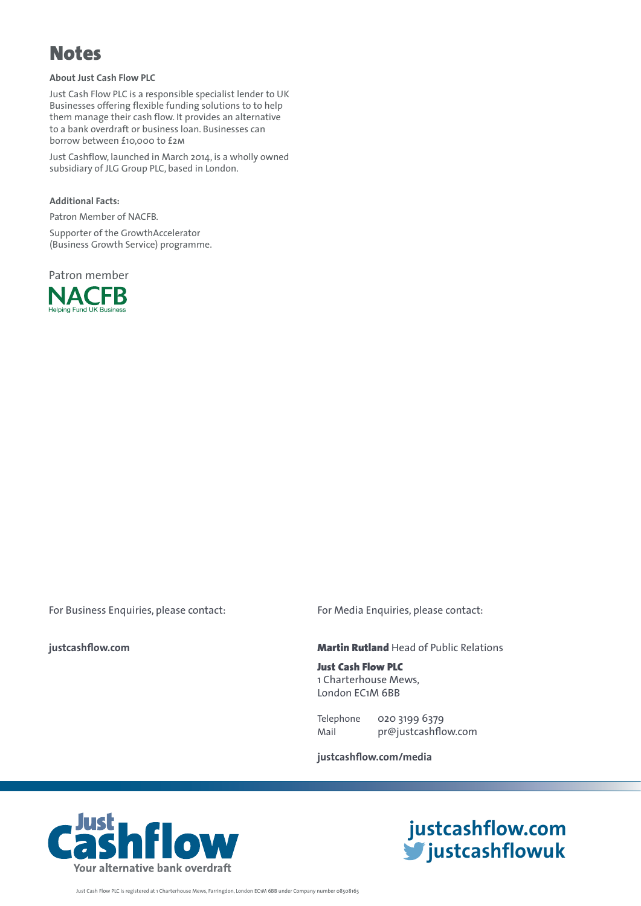# Notes

**About Just Cash Flow PLC**

Just Cash Flow PLC is a responsible specialist lender to UK Businesses offering flexible funding solutions to to help them manage their cash flow. It provides an alternative to a bank overdraft or business loan. Businesses can borrow between £10,000 to £2M

Just Cashflow, launched in March 2014, is a wholly owned subsidiary of JLG Group PLC, based in London.

**Additional Facts:**

Patron Member of NACFB.

Supporter of the GrowthAccelerator (Business Growth Service) programme.

Patron member

NACFB
Helping Fund UK Business

For Business Enquiries, please contact:

**justcashflow.com**

For Media Enquiries, please contact:

**Martin Rutland** Head of Public Relations

**Just Cash Flow PLC**
1 Charterhouse Mews,
London EC1M 6BB

Telephone 020 3199 6379
Mail pr@justcashflow.com

**justcashflow.com/media**

Just Cashflow
Your alternative bank overdraft

**justcashflow.com**
**justcashflowuk**

Just Cash Flow PLC is registered at 1 Charterhouse Mews, Farringdon, London EC1M 6BB under Company number 08508165